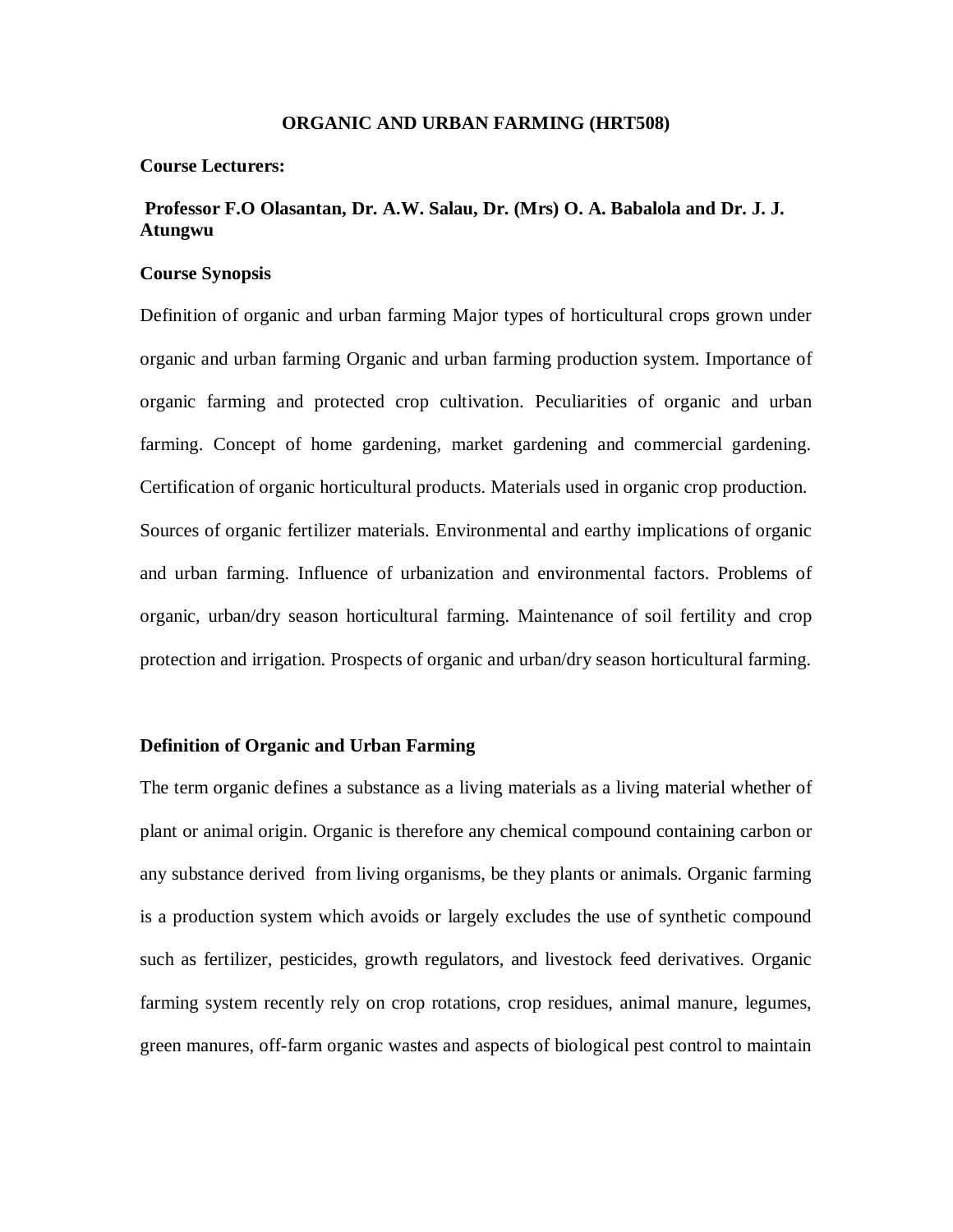# ORGANIC AND URBAN FARMING (HRT508)

**Course Lecturers:**

**Professor F.O Olasantan, Dr. A.W. Salau, Dr. (Mrs) O. A. Babalola and Dr. J. J. Atungwu**

**Course Synopsis**

Definition of organic and urban farming Major types of horticultural crops grown under organic and urban farming Organic and urban farming production system. Importance of organic farming and protected crop cultivation. Peculiarities of organic and urban farming. Concept of home gardening, market gardening and commercial gardening. Certification of organic horticultural products. Materials used in organic crop production. Sources of organic fertilizer materials. Environmental and earthy implications of organic and urban farming. Influence of urbanization and environmental factors. Problems of organic, urban/dry season horticultural farming. Maintenance of soil fertility and crop protection and irrigation. Prospects of organic and urban/dry season horticultural farming.

## Definition of Organic and Urban Farming

The term organic defines a substance as a living materials as a living material whether of plant or animal origin. Organic is therefore any chemical compound containing carbon or any substance derived from living organisms, be they plants or animals. Organic farming is a production system which avoids or largely excludes the use of synthetic compound such as fertilizer, pesticides, growth regulators, and livestock feed derivatives. Organic farming system recently rely on crop rotations, crop residues, animal manure, legumes, green manures, off-farm organic wastes and aspects of biological pest control to maintain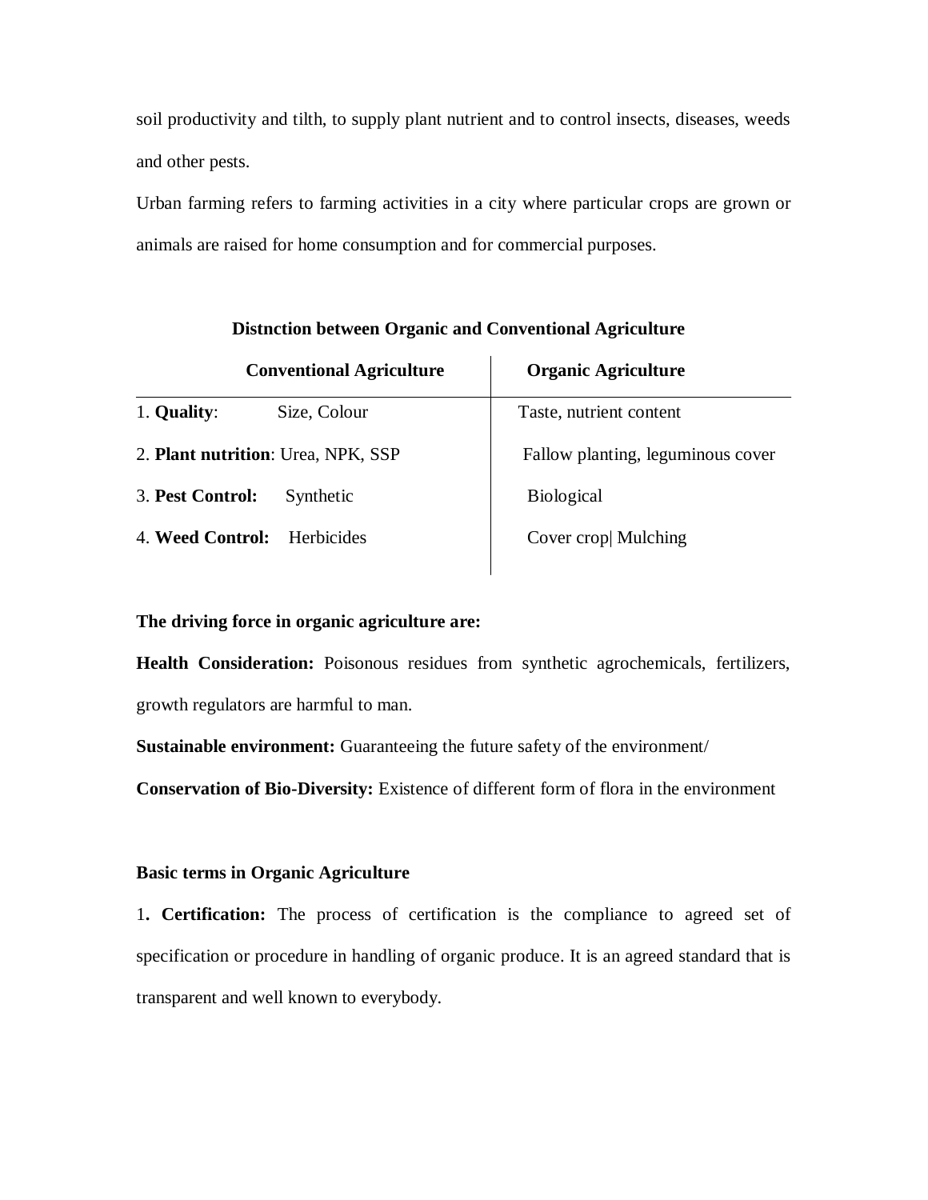soil productivity and tilth, to supply plant nutrient and to control insects, diseases, weeds and other pests.

Urban farming refers to farming activities in a city where particular crops are grown or animals are raised for home consumption and for commercial purposes.

**Distnction between Organic and Conventional Agriculture**

| Conventional Agriculture | | Organic Agriculture |
|---|---|---|
| 1. **Quality**: | Size, Colour | Taste, nutrient content |
| 2. **Plant nutrition**: | Urea, NPK, SSP | Fallow planting, leguminous cover |
| 3. **Pest Control:** | Synthetic | Biological |
| 4. **Weed Control:** | Herbicides | Cover crop\| Mulching |

**The driving force in organic agriculture are:**

**Health Consideration:** Poisonous residues from synthetic agrochemicals, fertilizers, growth regulators are harmful to man.

**Sustainable environment:** Guaranteeing the future safety of the environment/

**Conservation of Bio-Diversity:** Existence of different form of flora in the environment

**Basic terms in Organic Agriculture**

1**. Certification:** The process of certification is the compliance to agreed set of specification or procedure in handling of organic produce. It is an agreed standard that is transparent and well known to everybody.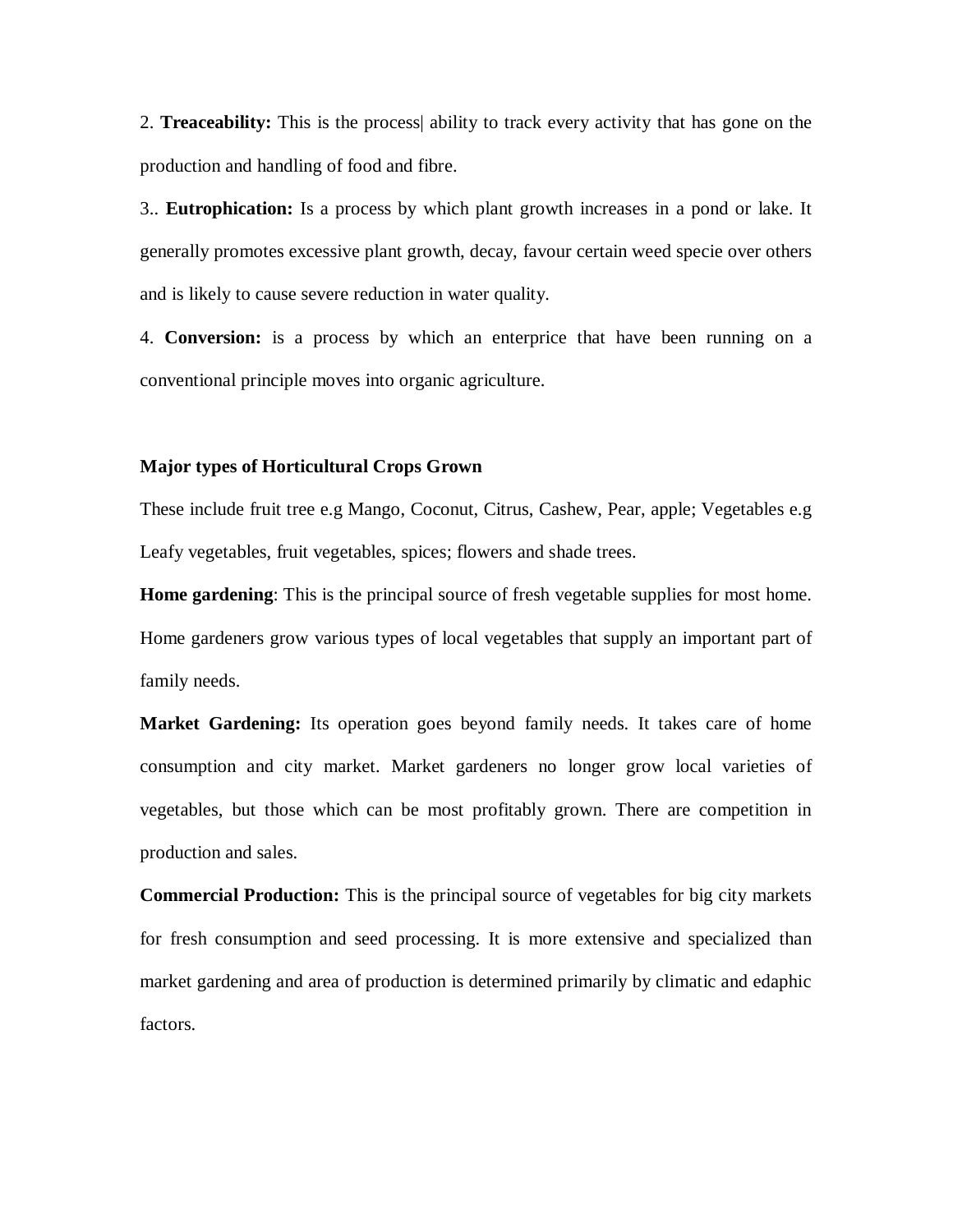2. **Treaceability:** This is the process| ability to track every activity that has gone on the production and handling of food and fibre.

3.. **Eutrophication:** Is a process by which plant growth increases in a pond or lake. It generally promotes excessive plant growth, decay, favour certain weed specie over others and is likely to cause severe reduction in water quality.

4. **Conversion:** is a process by which an enterprice that have been running on a conventional principle moves into organic agriculture.

**Major types of Horticultural Crops Grown**

These include fruit tree e.g Mango, Coconut, Citrus, Cashew, Pear, apple; Vegetables e.g Leafy vegetables, fruit vegetables, spices; flowers and shade trees.

**Home gardening**: This is the principal source of fresh vegetable supplies for most home. Home gardeners grow various types of local vegetables that supply an important part of family needs.

**Market Gardening:** Its operation goes beyond family needs. It takes care of home consumption and city market. Market gardeners no longer grow local varieties of vegetables, but those which can be most profitably grown. There are competition in production and sales.

**Commercial Production:** This is the principal source of vegetables for big city markets for fresh consumption and seed processing. It is more extensive and specialized than market gardening and area of production is determined primarily by climatic and edaphic factors.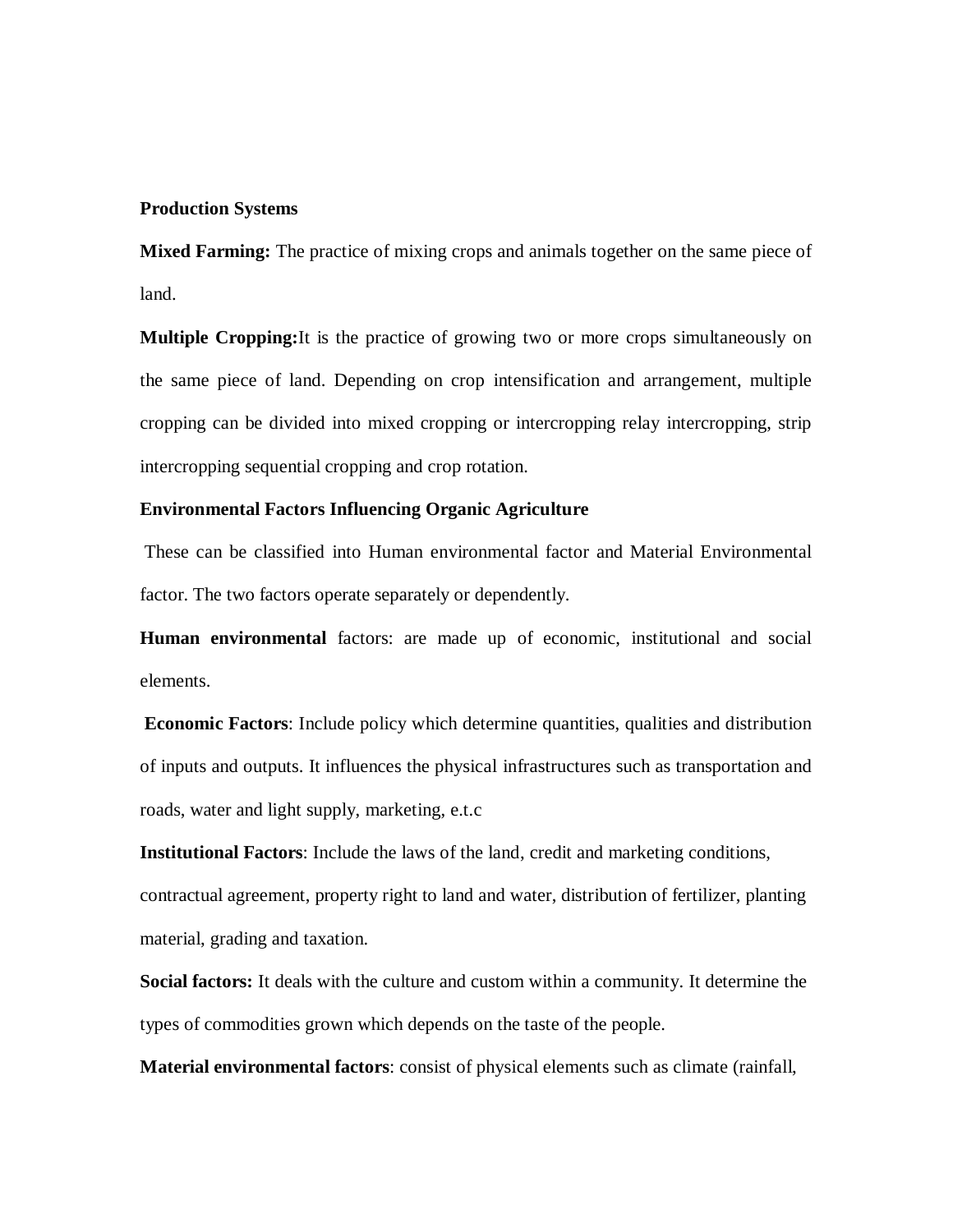**Production Systems**

**Mixed Farming:** The practice of mixing crops and animals together on the same piece of land.

**Multiple Cropping:**It is the practice of growing two or more crops simultaneously on the same piece of land. Depending on crop intensification and arrangement, multiple cropping can be divided into mixed cropping or intercropping relay intercropping, strip intercropping sequential cropping and crop rotation.

**Environmental Factors Influencing Organic Agriculture**

These can be classified into Human environmental factor and Material Environmental factor. The two factors operate separately or dependently.

**Human environmental** factors: are made up of economic, institutional and social elements.

**Economic Factors**: Include policy which determine quantities, qualities and distribution of inputs and outputs. It influences the physical infrastructures such as transportation and roads, water and light supply, marketing, e.t.c

**Institutional Factors**: Include the laws of the land, credit and marketing conditions, contractual agreement, property right to land and water, distribution of fertilizer, planting material, grading and taxation.

**Social factors:** It deals with the culture and custom within a community. It determine the types of commodities grown which depends on the taste of the people.

**Material environmental factors**: consist of physical elements such as climate (rainfall,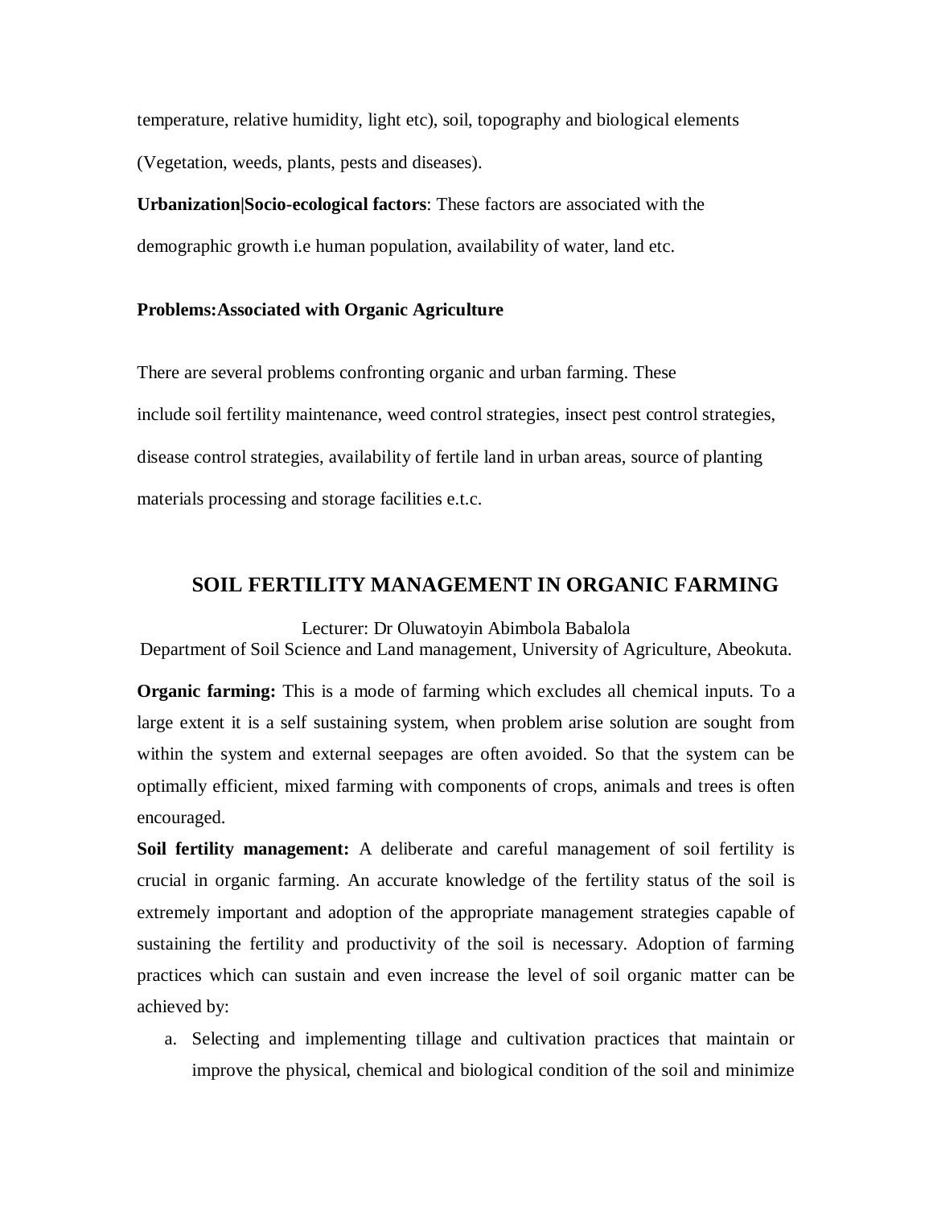temperature, relative humidity, light etc), soil, topography and biological elements (Vegetation, weeds, plants, pests and diseases).

**Urbanization|Socio-ecological factors**: These factors are associated with the demographic growth i.e human population, availability of water, land etc.

**Problems:Associated with Organic Agriculture**

There are several problems confronting organic and urban farming. These include soil fertility maintenance, weed control strategies, insect pest control strategies, disease control strategies, availability of fertile land in urban areas, source of planting materials processing and storage facilities e.t.c.

## SOIL FERTILITY MANAGEMENT IN ORGANIC FARMING

Lecturer: Dr Oluwatoyin Abimbola Babalola
Department of Soil Science and Land management, University of Agriculture, Abeokuta.

**Organic farming:** This is a mode of farming which excludes all chemical inputs. To a large extent it is a self sustaining system, when problem arise solution are sought from within the system and external seepages are often avoided. So that the system can be optimally efficient, mixed farming with components of crops, animals and trees is often encouraged.

**Soil fertility management:** A deliberate and careful management of soil fertility is crucial in organic farming. An accurate knowledge of the fertility status of the soil is extremely important and adoption of the appropriate management strategies capable of sustaining the fertility and productivity of the soil is necessary. Adoption of farming practices which can sustain and even increase the level of soil organic matter can be achieved by:

a. Selecting and implementing tillage and cultivation practices that maintain or improve the physical, chemical and biological condition of the soil and minimize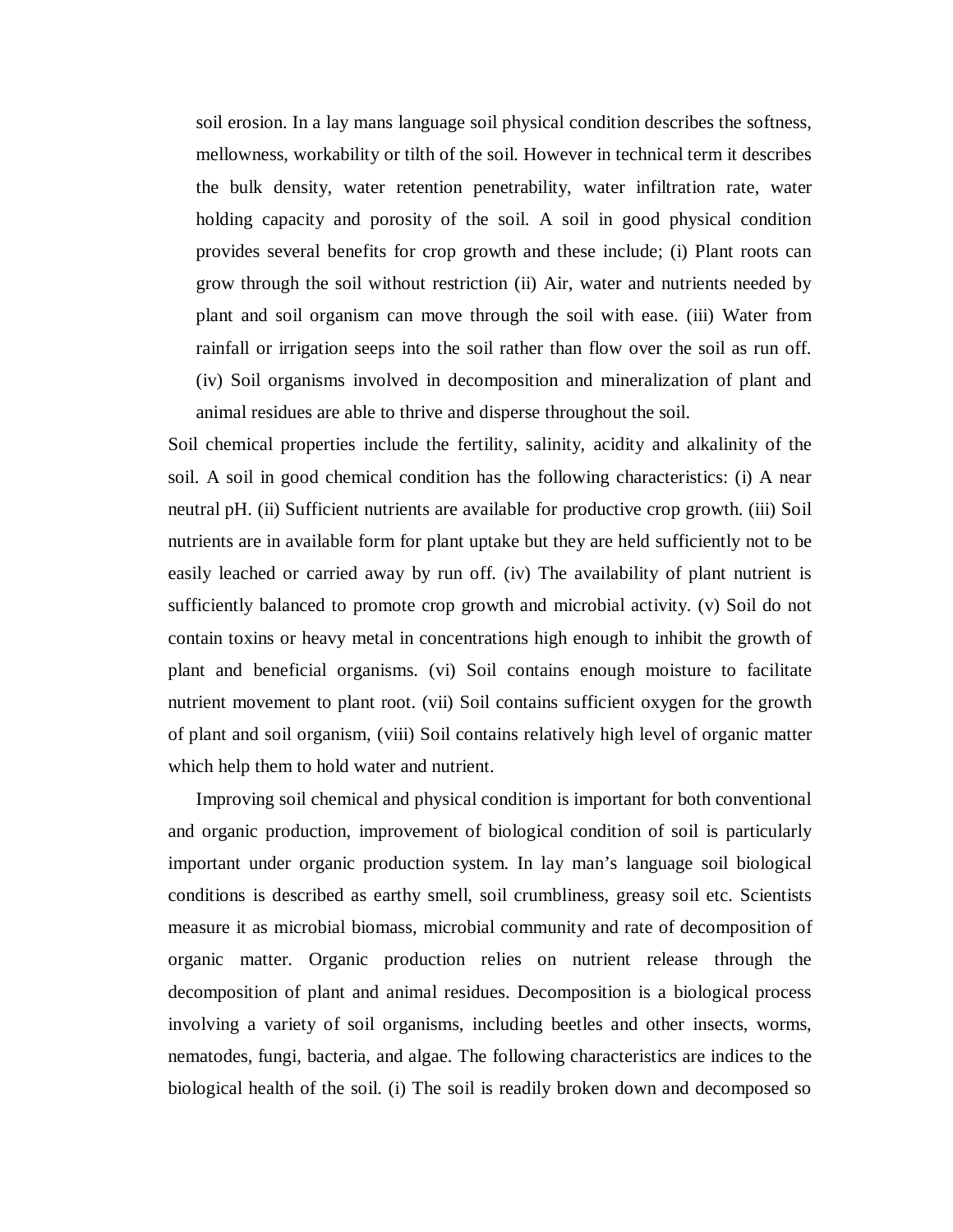soil erosion. In a lay mans language soil physical condition describes the softness, mellowness, workability or tilth of the soil. However in technical term it describes the bulk density, water retention penetrability, water infiltration rate, water holding capacity and porosity of the soil. A soil in good physical condition provides several benefits for crop growth and these include; (i) Plant roots can grow through the soil without restriction (ii) Air, water and nutrients needed by plant and soil organism can move through the soil with ease. (iii) Water from rainfall or irrigation seeps into the soil rather than flow over the soil as run off. (iv) Soil organisms involved in decomposition and mineralization of plant and animal residues are able to thrive and disperse throughout the soil.

Soil chemical properties include the fertility, salinity, acidity and alkalinity of the soil. A soil in good chemical condition has the following characteristics: (i) A near neutral pH. (ii) Sufficient nutrients are available for productive crop growth. (iii) Soil nutrients are in available form for plant uptake but they are held sufficiently not to be easily leached or carried away by run off. (iv) The availability of plant nutrient is sufficiently balanced to promote crop growth and microbial activity. (v) Soil do not contain toxins or heavy metal in concentrations high enough to inhibit the growth of plant and beneficial organisms. (vi) Soil contains enough moisture to facilitate nutrient movement to plant root. (vii) Soil contains sufficient oxygen for the growth of plant and soil organism, (viii) Soil contains relatively high level of organic matter which help them to hold water and nutrient.

Improving soil chemical and physical condition is important for both conventional and organic production, improvement of biological condition of soil is particularly important under organic production system. In lay man's language soil biological conditions is described as earthy smell, soil crumbliness, greasy soil etc. Scientists measure it as microbial biomass, microbial community and rate of decomposition of organic matter. Organic production relies on nutrient release through the decomposition of plant and animal residues. Decomposition is a biological process involving a variety of soil organisms, including beetles and other insects, worms, nematodes, fungi, bacteria, and algae. The following characteristics are indices to the biological health of the soil. (i) The soil is readily broken down and decomposed so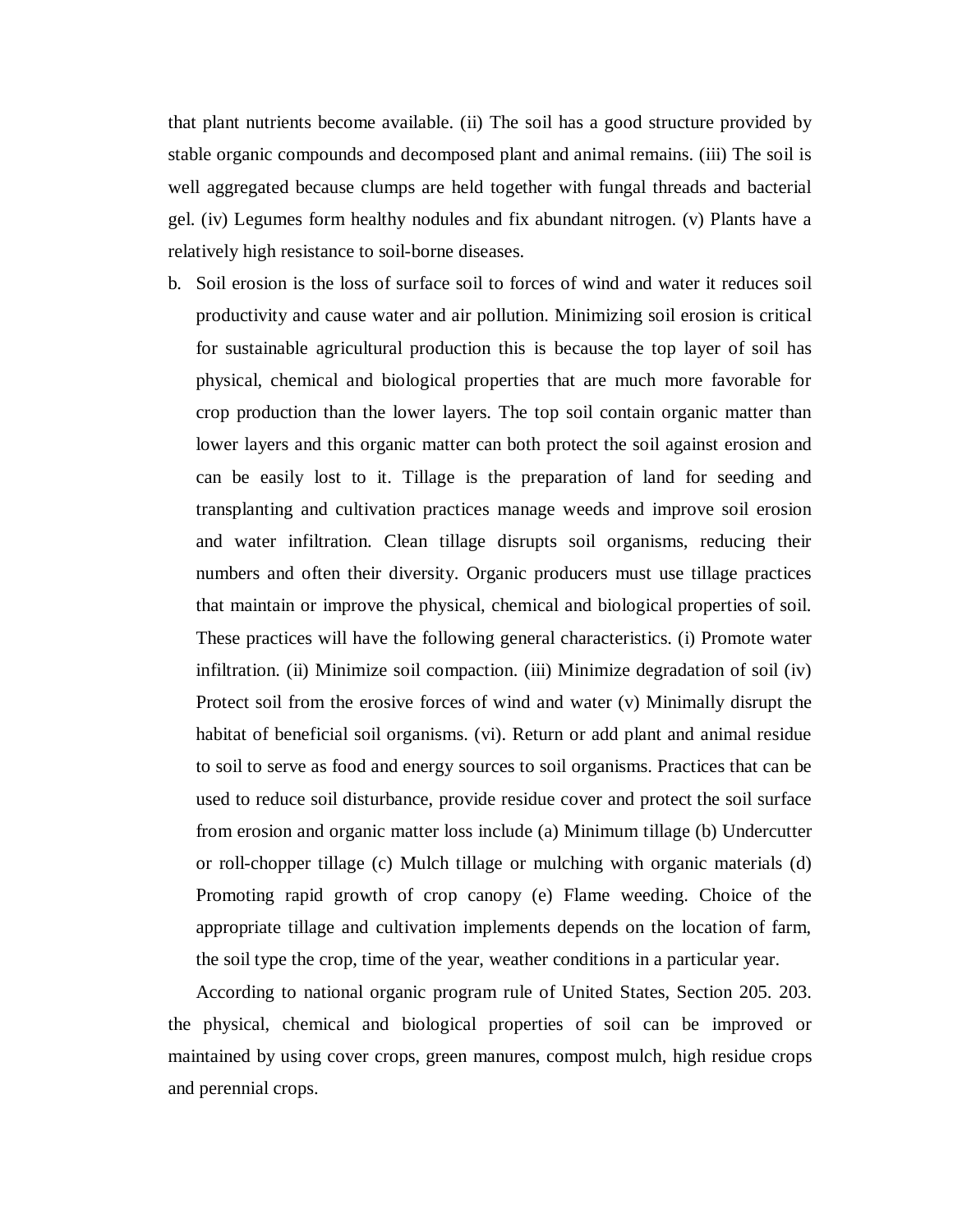that plant nutrients become available. (ii) The soil has a good structure provided by stable organic compounds and decomposed plant and animal remains. (iii) The soil is well aggregated because clumps are held together with fungal threads and bacterial gel. (iv) Legumes form healthy nodules and fix abundant nitrogen. (v) Plants have a relatively high resistance to soil-borne diseases.

b. Soil erosion is the loss of surface soil to forces of wind and water it reduces soil productivity and cause water and air pollution. Minimizing soil erosion is critical for sustainable agricultural production this is because the top layer of soil has physical, chemical and biological properties that are much more favorable for crop production than the lower layers. The top soil contain organic matter than lower layers and this organic matter can both protect the soil against erosion and can be easily lost to it. Tillage is the preparation of land for seeding and transplanting and cultivation practices manage weeds and improve soil erosion and water infiltration. Clean tillage disrupts soil organisms, reducing their numbers and often their diversity. Organic producers must use tillage practices that maintain or improve the physical, chemical and biological properties of soil. These practices will have the following general characteristics. (i) Promote water infiltration. (ii) Minimize soil compaction. (iii) Minimize degradation of soil (iv) Protect soil from the erosive forces of wind and water (v) Minimally disrupt the habitat of beneficial soil organisms. (vi). Return or add plant and animal residue to soil to serve as food and energy sources to soil organisms. Practices that can be used to reduce soil disturbance, provide residue cover and protect the soil surface from erosion and organic matter loss include (a) Minimum tillage (b) Undercutter or roll-chopper tillage (c) Mulch tillage or mulching with organic materials (d) Promoting rapid growth of crop canopy (e) Flame weeding. Choice of the appropriate tillage and cultivation implements depends on the location of farm, the soil type the crop, time of the year, weather conditions in a particular year.

According to national organic program rule of United States, Section 205. 203. the physical, chemical and biological properties of soil can be improved or maintained by using cover crops, green manures, compost mulch, high residue crops and perennial crops.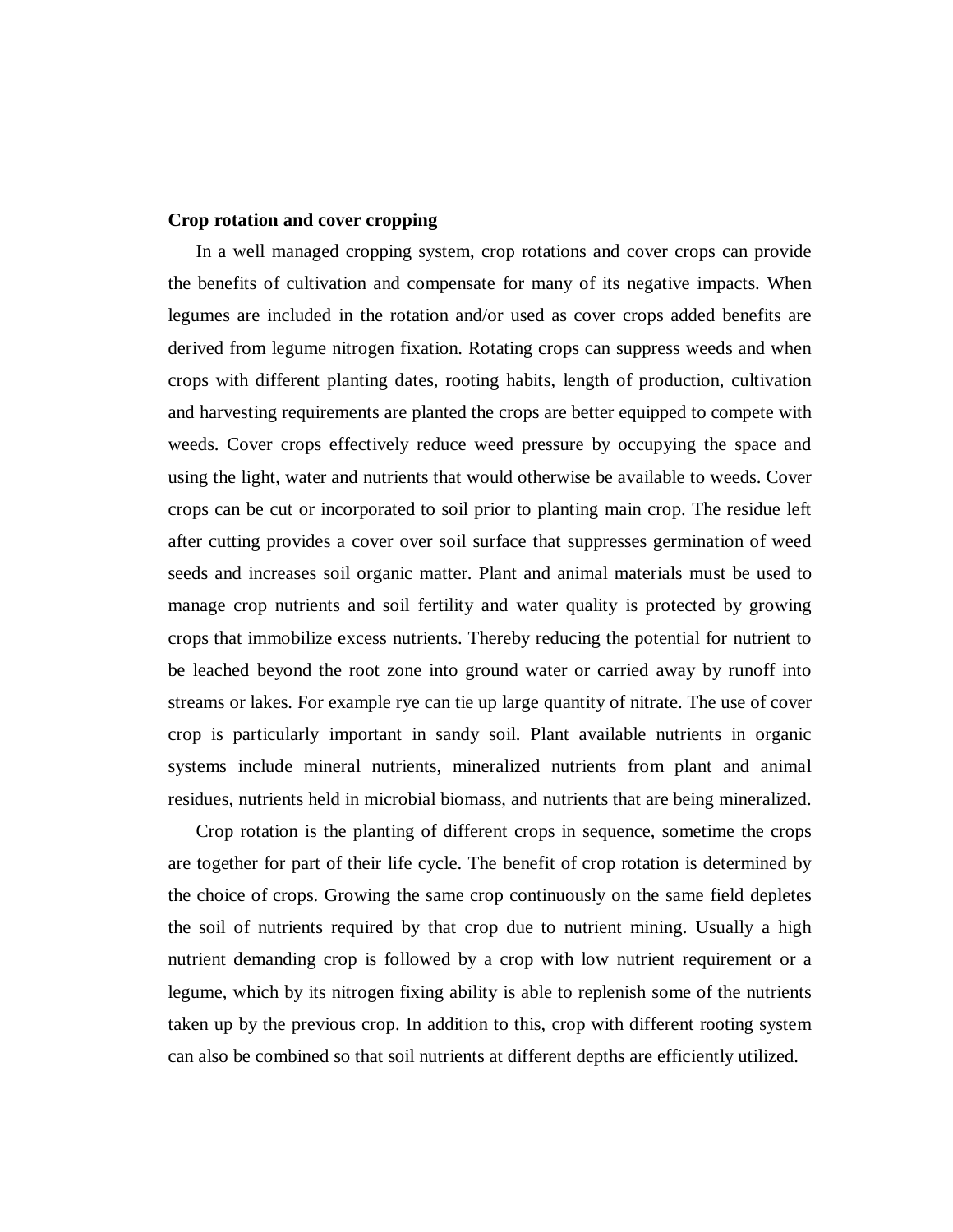**Crop rotation and cover cropping**

In a well managed cropping system, crop rotations and cover crops can provide the benefits of cultivation and compensate for many of its negative impacts. When legumes are included in the rotation and/or used as cover crops added benefits are derived from legume nitrogen fixation. Rotating crops can suppress weeds and when crops with different planting dates, rooting habits, length of production, cultivation and harvesting requirements are planted the crops are better equipped to compete with weeds. Cover crops effectively reduce weed pressure by occupying the space and using the light, water and nutrients that would otherwise be available to weeds. Cover crops can be cut or incorporated to soil prior to planting main crop. The residue left after cutting provides a cover over soil surface that suppresses germination of weed seeds and increases soil organic matter. Plant and animal materials must be used to manage crop nutrients and soil fertility and water quality is protected by growing crops that immobilize excess nutrients. Thereby reducing the potential for nutrient to be leached beyond the root zone into ground water or carried away by runoff into streams or lakes. For example rye can tie up large quantity of nitrate. The use of cover crop is particularly important in sandy soil. Plant available nutrients in organic systems include mineral nutrients, mineralized nutrients from plant and animal residues, nutrients held in microbial biomass, and nutrients that are being mineralized.

Crop rotation is the planting of different crops in sequence, sometime the crops are together for part of their life cycle. The benefit of crop rotation is determined by the choice of crops. Growing the same crop continuously on the same field depletes the soil of nutrients required by that crop due to nutrient mining. Usually a high nutrient demanding crop is followed by a crop with low nutrient requirement or a legume, which by its nitrogen fixing ability is able to replenish some of the nutrients taken up by the previous crop. In addition to this, crop with different rooting system can also be combined so that soil nutrients at different depths are efficiently utilized.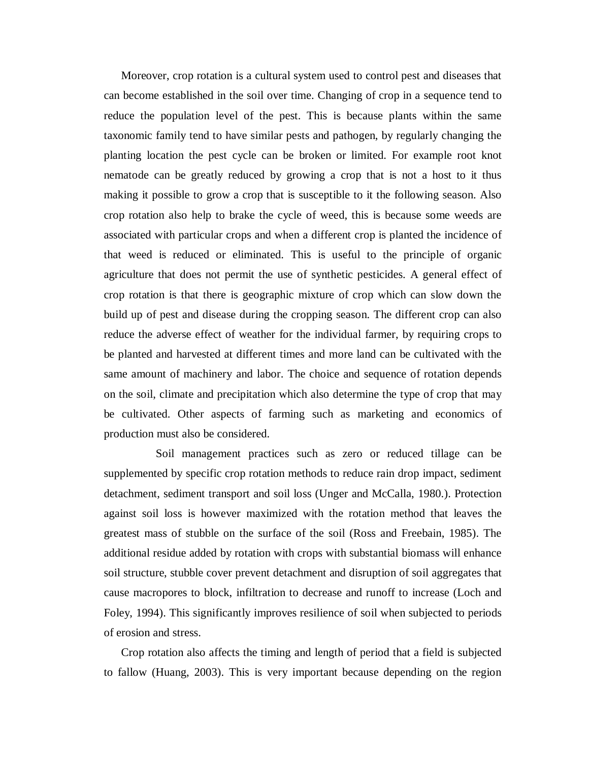Moreover, crop rotation is a cultural system used to control pest and diseases that can become established in the soil over time. Changing of crop in a sequence tend to reduce the population level of the pest. This is because plants within the same taxonomic family tend to have similar pests and pathogen, by regularly changing the planting location the pest cycle can be broken or limited. For example root knot nematode can be greatly reduced by growing a crop that is not a host to it thus making it possible to grow a crop that is susceptible to it the following season. Also crop rotation also help to brake the cycle of weed, this is because some weeds are associated with particular crops and when a different crop is planted the incidence of that weed is reduced or eliminated. This is useful to the principle of organic agriculture that does not permit the use of synthetic pesticides. A general effect of crop rotation is that there is geographic mixture of crop which can slow down the build up of pest and disease during the cropping season. The different crop can also reduce the adverse effect of weather for the individual farmer, by requiring crops to be planted and harvested at different times and more land can be cultivated with the same amount of machinery and labor. The choice and sequence of rotation depends on the soil, climate and precipitation which also determine the type of crop that may be cultivated. Other aspects of farming such as marketing and economics of production must also be considered.

Soil management practices such as zero or reduced tillage can be supplemented by specific crop rotation methods to reduce rain drop impact, sediment detachment, sediment transport and soil loss (Unger and McCalla, 1980.). Protection against soil loss is however maximized with the rotation method that leaves the greatest mass of stubble on the surface of the soil (Ross and Freebain, 1985). The additional residue added by rotation with crops with substantial biomass will enhance soil structure, stubble cover prevent detachment and disruption of soil aggregates that cause macropores to block, infiltration to decrease and runoff to increase (Loch and Foley, 1994). This significantly improves resilience of soil when subjected to periods of erosion and stress.

Crop rotation also affects the timing and length of period that a field is subjected to fallow (Huang, 2003). This is very important because depending on the region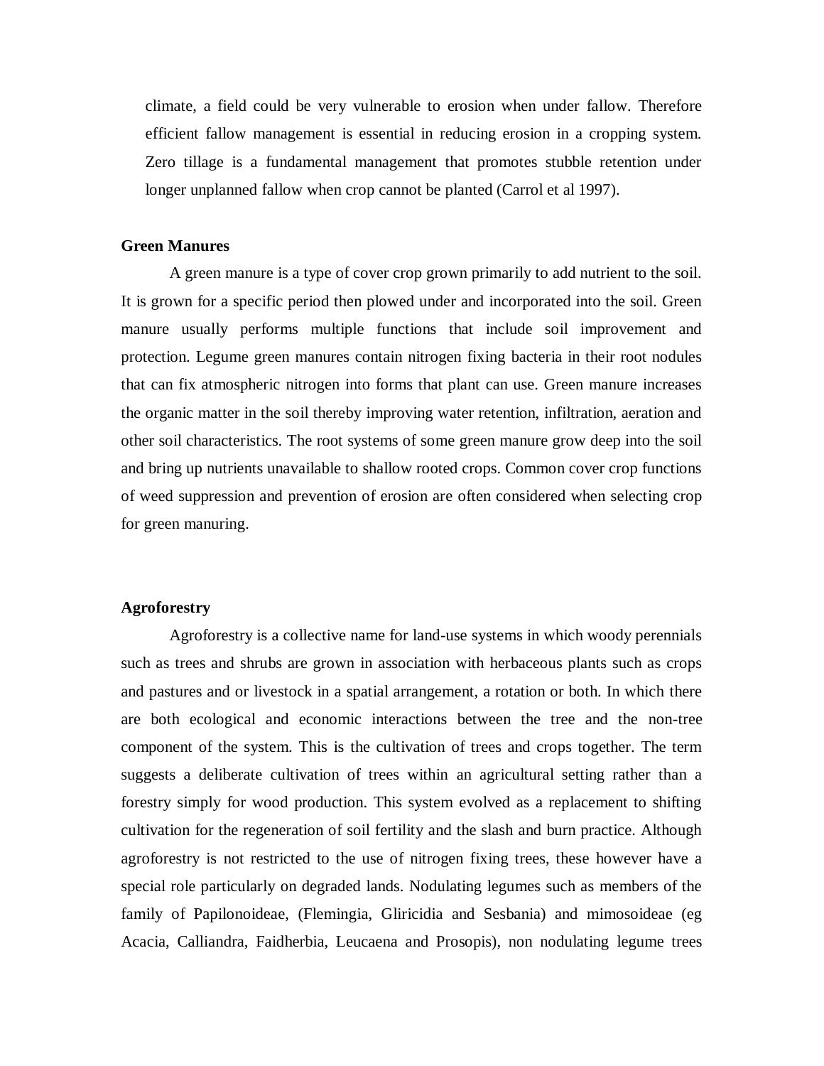climate, a field could be very vulnerable to erosion when under fallow. Therefore efficient fallow management is essential in reducing erosion in a cropping system. Zero tillage is a fundamental management that promotes stubble retention under longer unplanned fallow when crop cannot be planted (Carrol et al 1997).

**Green Manures**

A green manure is a type of cover crop grown primarily to add nutrient to the soil. It is grown for a specific period then plowed under and incorporated into the soil. Green manure usually performs multiple functions that include soil improvement and protection. Legume green manures contain nitrogen fixing bacteria in their root nodules that can fix atmospheric nitrogen into forms that plant can use. Green manure increases the organic matter in the soil thereby improving water retention, infiltration, aeration and other soil characteristics. The root systems of some green manure grow deep into the soil and bring up nutrients unavailable to shallow rooted crops. Common cover crop functions of weed suppression and prevention of erosion are often considered when selecting crop for green manuring.

**Agroforestry**

Agroforestry is a collective name for land-use systems in which woody perennials such as trees and shrubs are grown in association with herbaceous plants such as crops and pastures and or livestock in a spatial arrangement, a rotation or both. In which there are both ecological and economic interactions between the tree and the non-tree component of the system. This is the cultivation of trees and crops together. The term suggests a deliberate cultivation of trees within an agricultural setting rather than a forestry simply for wood production. This system evolved as a replacement to shifting cultivation for the regeneration of soil fertility and the slash and burn practice. Although agroforestry is not restricted to the use of nitrogen fixing trees, these however have a special role particularly on degraded lands. Nodulating legumes such as members of the family of Papilonoideae, (Flemingia, Gliricidia and Sesbania) and mimosoideae (eg Acacia, Calliandra, Faidherbia, Leucaena and Prosopis), non nodulating legume trees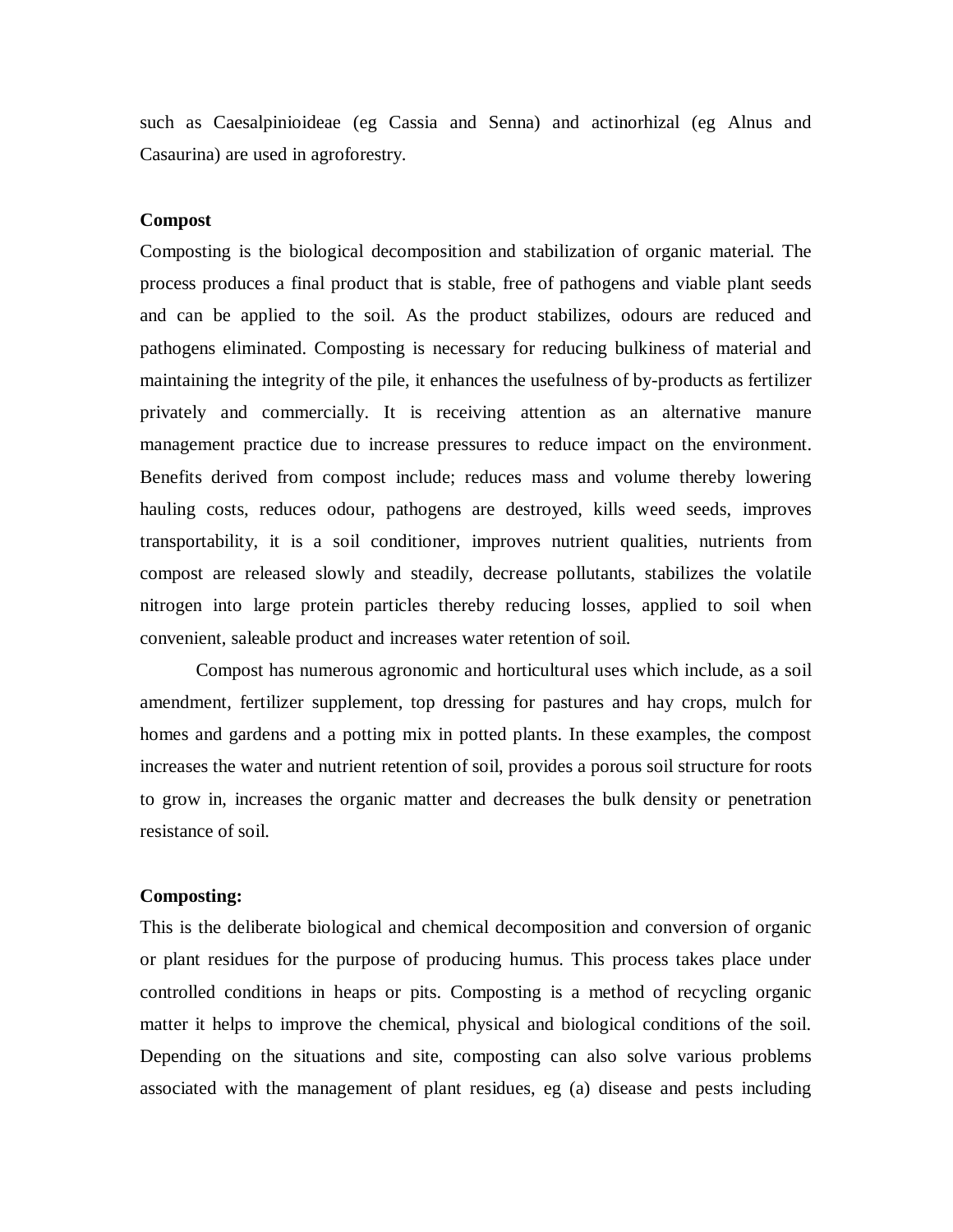such as Caesalpinioideae (eg Cassia and Senna) and actinorhizal (eg Alnus and Casaurina) are used in agroforestry.

**Compost**

Composting is the biological decomposition and stabilization of organic material. The process produces a final product that is stable, free of pathogens and viable plant seeds and can be applied to the soil. As the product stabilizes, odours are reduced and pathogens eliminated. Composting is necessary for reducing bulkiness of material and maintaining the integrity of the pile, it enhances the usefulness of by-products as fertilizer privately and commercially. It is receiving attention as an alternative manure management practice due to increase pressures to reduce impact on the environment. Benefits derived from compost include; reduces mass and volume thereby lowering hauling costs, reduces odour, pathogens are destroyed, kills weed seeds, improves transportability, it is a soil conditioner, improves nutrient qualities, nutrients from compost are released slowly and steadily, decrease pollutants, stabilizes the volatile nitrogen into large protein particles thereby reducing losses, applied to soil when convenient, saleable product and increases water retention of soil.

Compost has numerous agronomic and horticultural uses which include, as a soil amendment, fertilizer supplement, top dressing for pastures and hay crops, mulch for homes and gardens and a potting mix in potted plants. In these examples, the compost increases the water and nutrient retention of soil, provides a porous soil structure for roots to grow in, increases the organic matter and decreases the bulk density or penetration resistance of soil.

**Composting:**

This is the deliberate biological and chemical decomposition and conversion of organic or plant residues for the purpose of producing humus. This process takes place under controlled conditions in heaps or pits. Composting is a method of recycling organic matter it helps to improve the chemical, physical and biological conditions of the soil. Depending on the situations and site, composting can also solve various problems associated with the management of plant residues, eg (a) disease and pests including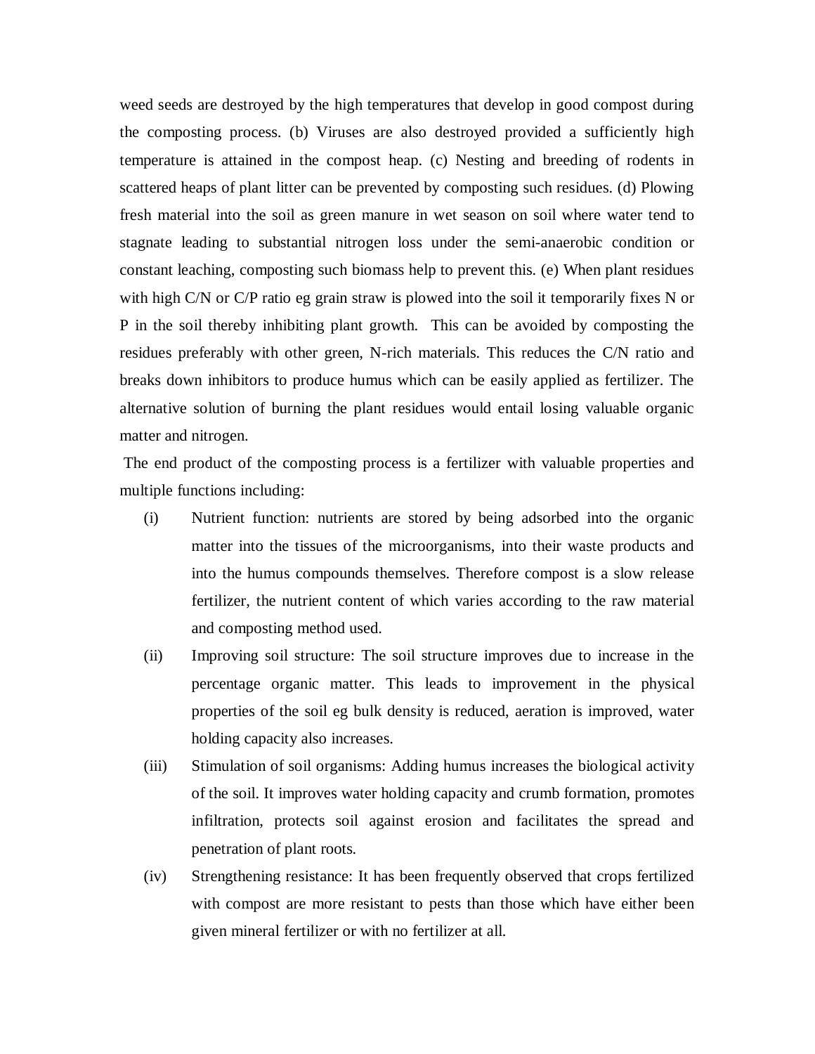weed seeds are destroyed by the high temperatures that develop in good compost during the composting process. (b) Viruses are also destroyed provided a sufficiently high temperature is attained in the compost heap. (c) Nesting and breeding of rodents in scattered heaps of plant litter can be prevented by composting such residues. (d) Plowing fresh material into the soil as green manure in wet season on soil where water tend to stagnate leading to substantial nitrogen loss under the semi-anaerobic condition or constant leaching, composting such biomass help to prevent this. (e) When plant residues with high C/N or C/P ratio eg grain straw is plowed into the soil it temporarily fixes N or P in the soil thereby inhibiting plant growth. This can be avoided by composting the residues preferably with other green, N-rich materials. This reduces the C/N ratio and breaks down inhibitors to produce humus which can be easily applied as fertilizer. The alternative solution of burning the plant residues would entail losing valuable organic matter and nitrogen.

The end product of the composting process is a fertilizer with valuable properties and multiple functions including:

(i) Nutrient function: nutrients are stored by being adsorbed into the organic matter into the tissues of the microorganisms, into their waste products and into the humus compounds themselves. Therefore compost is a slow release fertilizer, the nutrient content of which varies according to the raw material and composting method used.

(ii) Improving soil structure: The soil structure improves due to increase in the percentage organic matter. This leads to improvement in the physical properties of the soil eg bulk density is reduced, aeration is improved, water holding capacity also increases.

(iii) Stimulation of soil organisms: Adding humus increases the biological activity of the soil. It improves water holding capacity and crumb formation, promotes infiltration, protects soil against erosion and facilitates the spread and penetration of plant roots.

(iv) Strengthening resistance: It has been frequently observed that crops fertilized with compost are more resistant to pests than those which have either been given mineral fertilizer or with no fertilizer at all.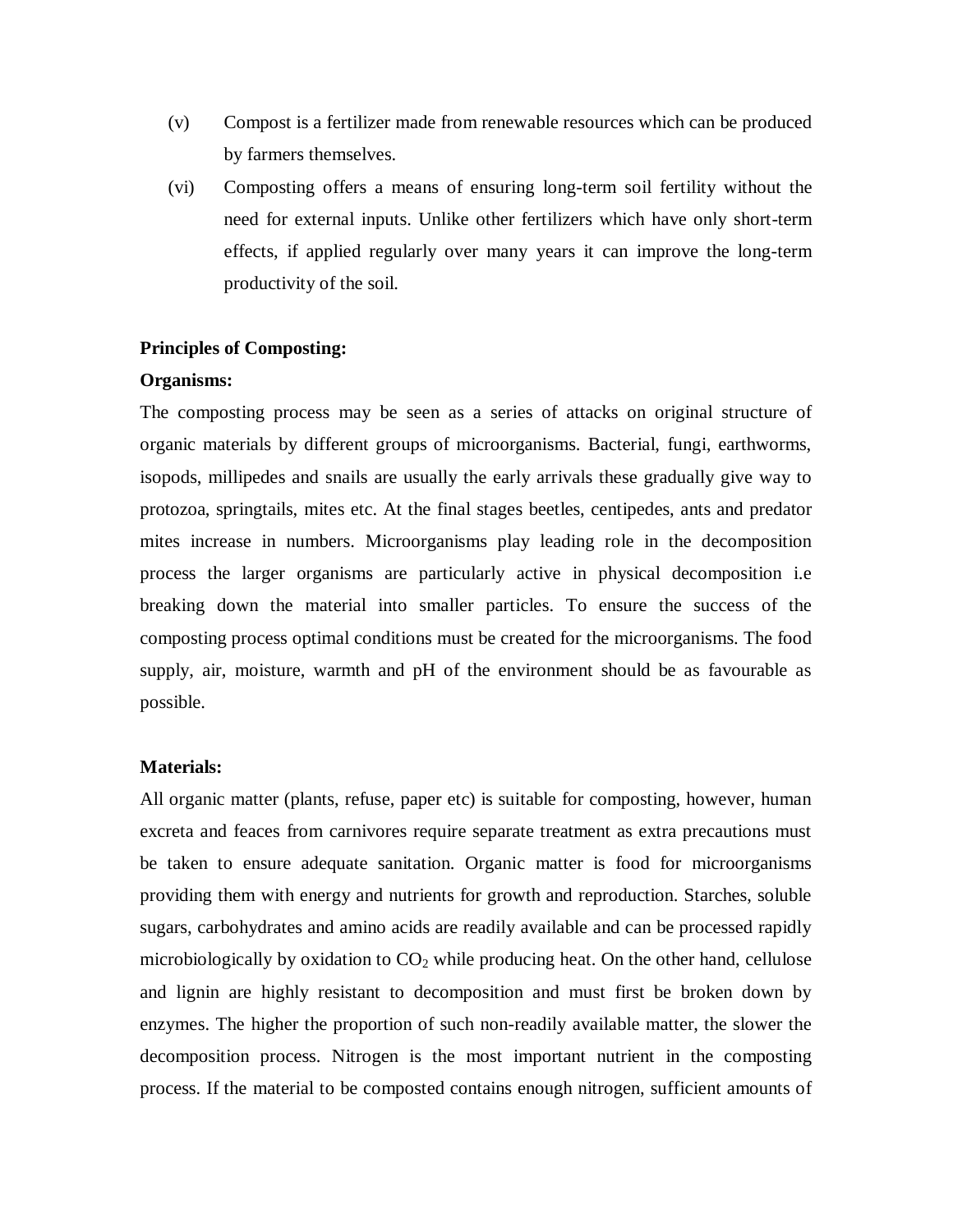(v) Compost is a fertilizer made from renewable resources which can be produced by farmers themselves.

(vi) Composting offers a means of ensuring long-term soil fertility without the need for external inputs. Unlike other fertilizers which have only short-term effects, if applied regularly over many years it can improve the long-term productivity of the soil.

**Principles of Composting:**

**Organisms:**

The composting process may be seen as a series of attacks on original structure of organic materials by different groups of microorganisms. Bacterial, fungi, earthworms, isopods, millipedes and snails are usually the early arrivals these gradually give way to protozoa, springtails, mites etc. At the final stages beetles, centipedes, ants and predator mites increase in numbers. Microorganisms play leading role in the decomposition process the larger organisms are particularly active in physical decomposition i.e breaking down the material into smaller particles. To ensure the success of the composting process optimal conditions must be created for the microorganisms. The food supply, air, moisture, warmth and pH of the environment should be as favourable as possible.

**Materials:**

All organic matter (plants, refuse, paper etc) is suitable for composting, however, human excreta and feaces from carnivores require separate treatment as extra precautions must be taken to ensure adequate sanitation. Organic matter is food for microorganisms providing them with energy and nutrients for growth and reproduction. Starches, soluble sugars, carbohydrates and amino acids are readily available and can be processed rapidly microbiologically by oxidation to $CO_2$ while producing heat. On the other hand, cellulose and lignin are highly resistant to decomposition and must first be broken down by enzymes. The higher the proportion of such non-readily available matter, the slower the decomposition process. Nitrogen is the most important nutrient in the composting process. If the material to be composted contains enough nitrogen, sufficient amounts of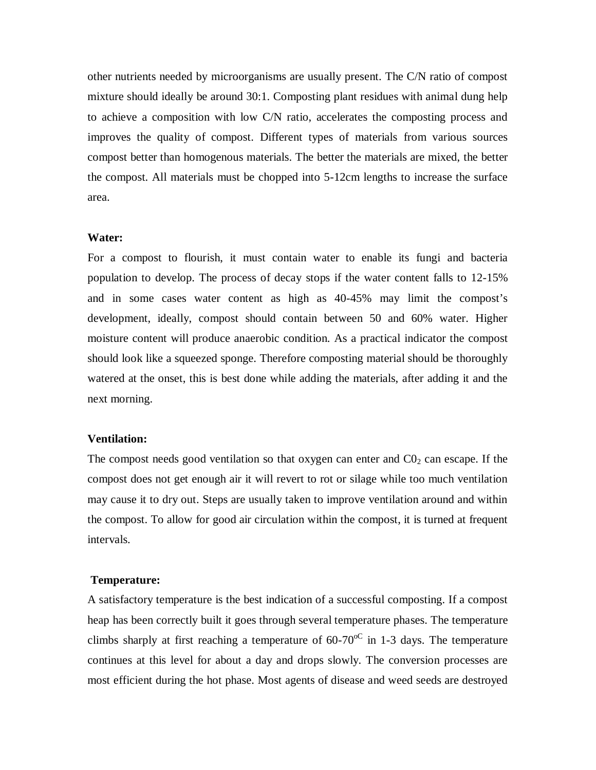other nutrients needed by microorganisms are usually present. The C/N ratio of compost mixture should ideally be around 30:1. Composting plant residues with animal dung help to achieve a composition with low C/N ratio, accelerates the composting process and improves the quality of compost. Different types of materials from various sources compost better than homogenous materials. The better the materials are mixed, the better the compost. All materials must be chopped into 5-12cm lengths to increase the surface area.

**Water:**

For a compost to flourish, it must contain water to enable its fungi and bacteria population to develop. The process of decay stops if the water content falls to 12-15% and in some cases water content as high as 40-45% may limit the compost's development, ideally, compost should contain between 50 and 60% water. Higher moisture content will produce anaerobic condition. As a practical indicator the compost should look like a squeezed sponge. Therefore composting material should be thoroughly watered at the onset, this is best done while adding the materials, after adding it and the next morning.

**Ventilation:**

The compost needs good ventilation so that oxygen can enter and $C0_2$ can escape. If the compost does not get enough air it will revert to rot or silage while too much ventilation may cause it to dry out. Steps are usually taken to improve ventilation around and within the compost. To allow for good air circulation within the compost, it is turned at frequent intervals.

**Temperature:**

A satisfactory temperature is the best indication of a successful composting. If a compost heap has been correctly built it goes through several temperature phases. The temperature climbs sharply at first reaching a temperature of $60\text{-}70^{oC}$ in 1-3 days. The temperature continues at this level for about a day and drops slowly. The conversion processes are most efficient during the hot phase. Most agents of disease and weed seeds are destroyed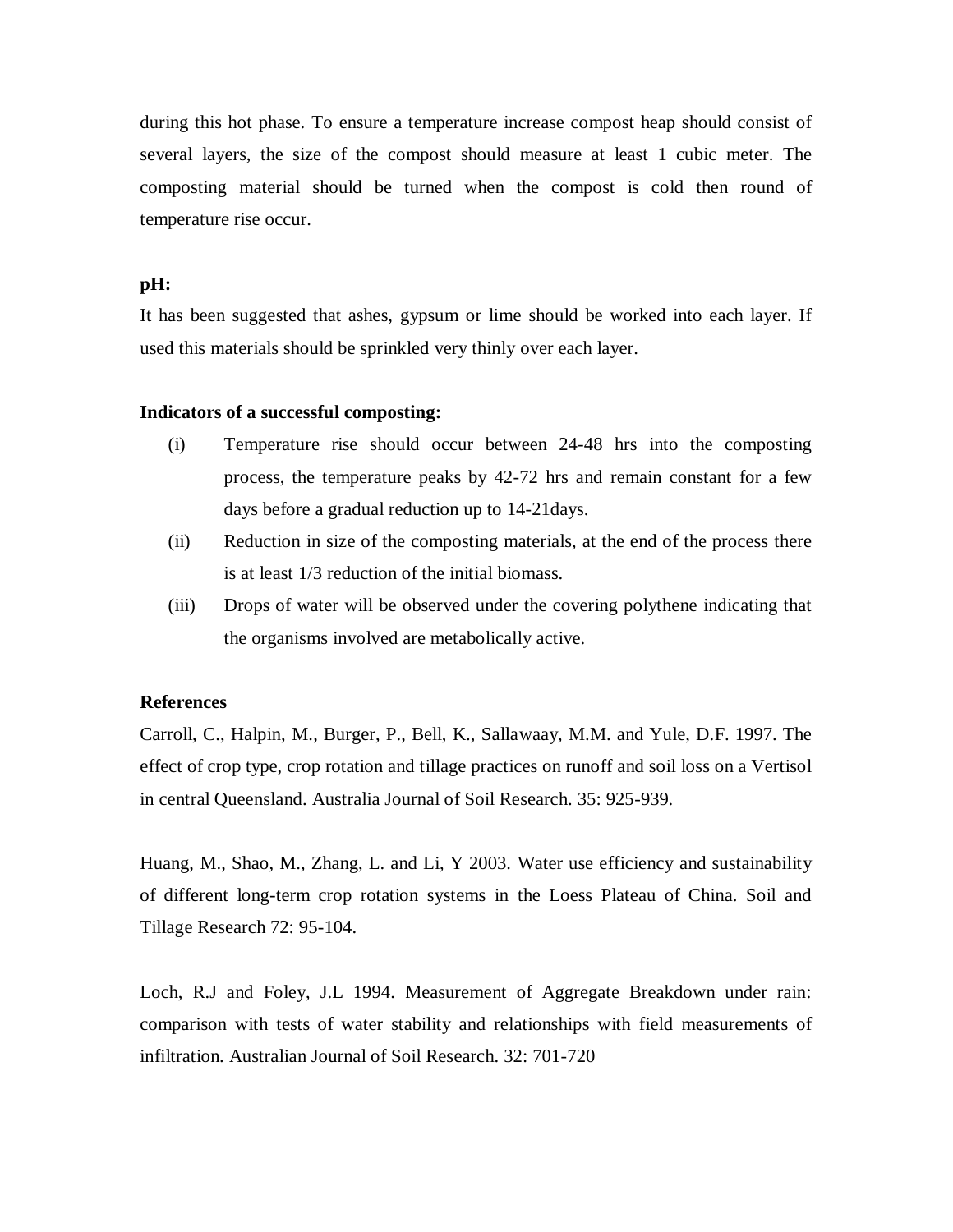during this hot phase. To ensure a temperature increase compost heap should consist of several layers, the size of the compost should measure at least 1 cubic meter. The composting material should be turned when the compost is cold then round of temperature rise occur.

**pH:**

It has been suggested that ashes, gypsum or lime should be worked into each layer. If used this materials should be sprinkled very thinly over each layer.

**Indicators of a successful composting:**

(i) Temperature rise should occur between 24-48 hrs into the composting process, the temperature peaks by 42-72 hrs and remain constant for a few days before a gradual reduction up to 14-21days.

(ii) Reduction in size of the composting materials, at the end of the process there is at least 1/3 reduction of the initial biomass.

(iii) Drops of water will be observed under the covering polythene indicating that the organisms involved are metabolically active.

**References**

Carroll, C., Halpin, M., Burger, P., Bell, K., Sallawaay, M.M. and Yule, D.F. 1997. The effect of crop type, crop rotation and tillage practices on runoff and soil loss on a Vertisol in central Queensland. Australia Journal of Soil Research. 35: 925-939.

Huang, M., Shao, M., Zhang, L. and Li, Y 2003. Water use efficiency and sustainability of different long-term crop rotation systems in the Loess Plateau of China. Soil and Tillage Research 72: 95-104.

Loch, R.J and Foley, J.L 1994. Measurement of Aggregate Breakdown under rain: comparison with tests of water stability and relationships with field measurements of infiltration. Australian Journal of Soil Research. 32: 701-720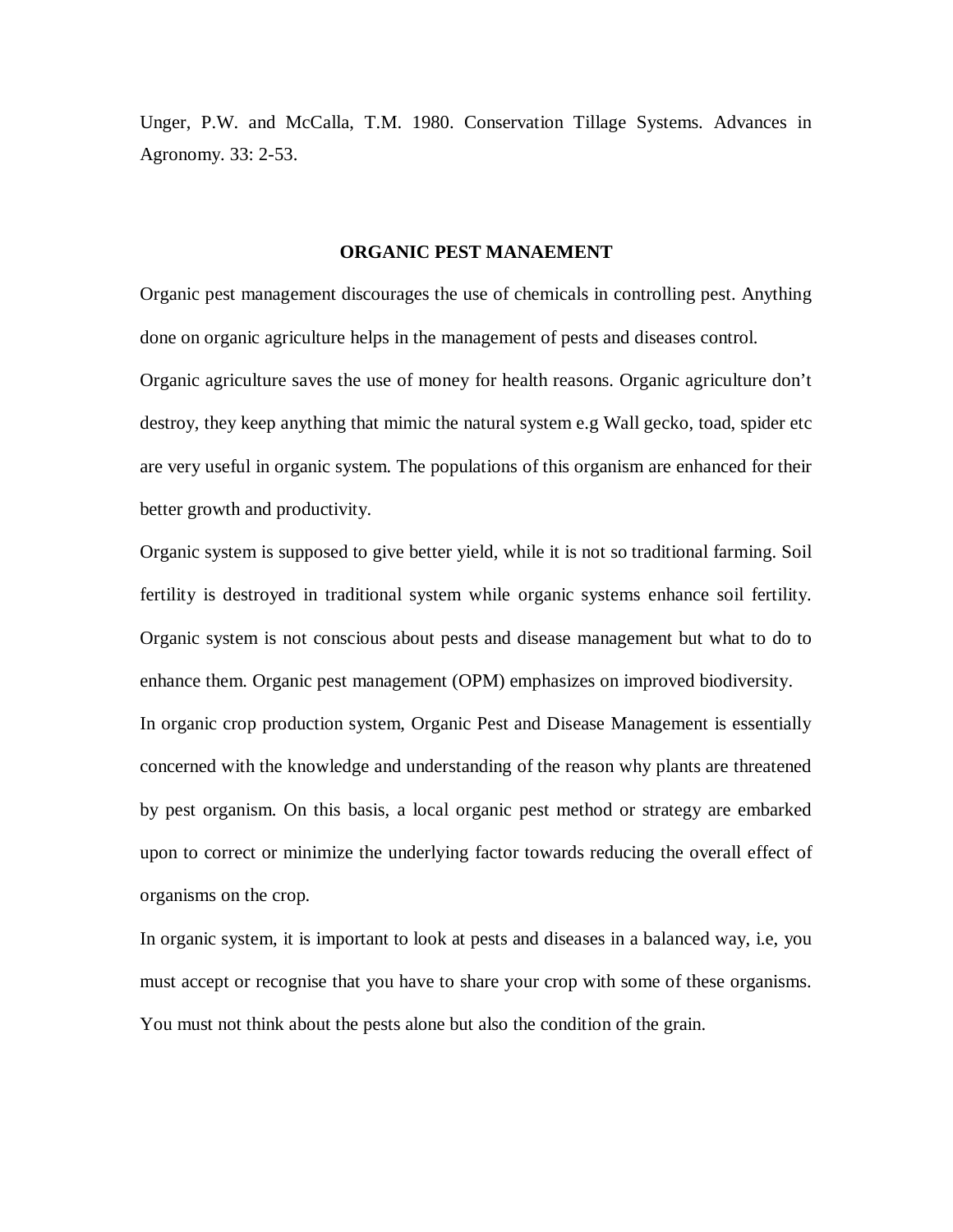Unger, P.W. and McCalla, T.M. 1980. Conservation Tillage Systems. Advances in Agronomy. 33: 2-53.

## ORGANIC PEST MANAEMENT

Organic pest management discourages the use of chemicals in controlling pest. Anything done on organic agriculture helps in the management of pests and diseases control.

Organic agriculture saves the use of money for health reasons. Organic agriculture don't destroy, they keep anything that mimic the natural system e.g Wall gecko, toad, spider etc are very useful in organic system. The populations of this organism are enhanced for their better growth and productivity.

Organic system is supposed to give better yield, while it is not so traditional farming. Soil fertility is destroyed in traditional system while organic systems enhance soil fertility. Organic system is not conscious about pests and disease management but what to do to enhance them. Organic pest management (OPM) emphasizes on improved biodiversity.

In organic crop production system, Organic Pest and Disease Management is essentially concerned with the knowledge and understanding of the reason why plants are threatened by pest organism. On this basis, a local organic pest method or strategy are embarked upon to correct or minimize the underlying factor towards reducing the overall effect of organisms on the crop.

In organic system, it is important to look at pests and diseases in a balanced way, i.e, you must accept or recognise that you have to share your crop with some of these organisms. You must not think about the pests alone but also the condition of the grain.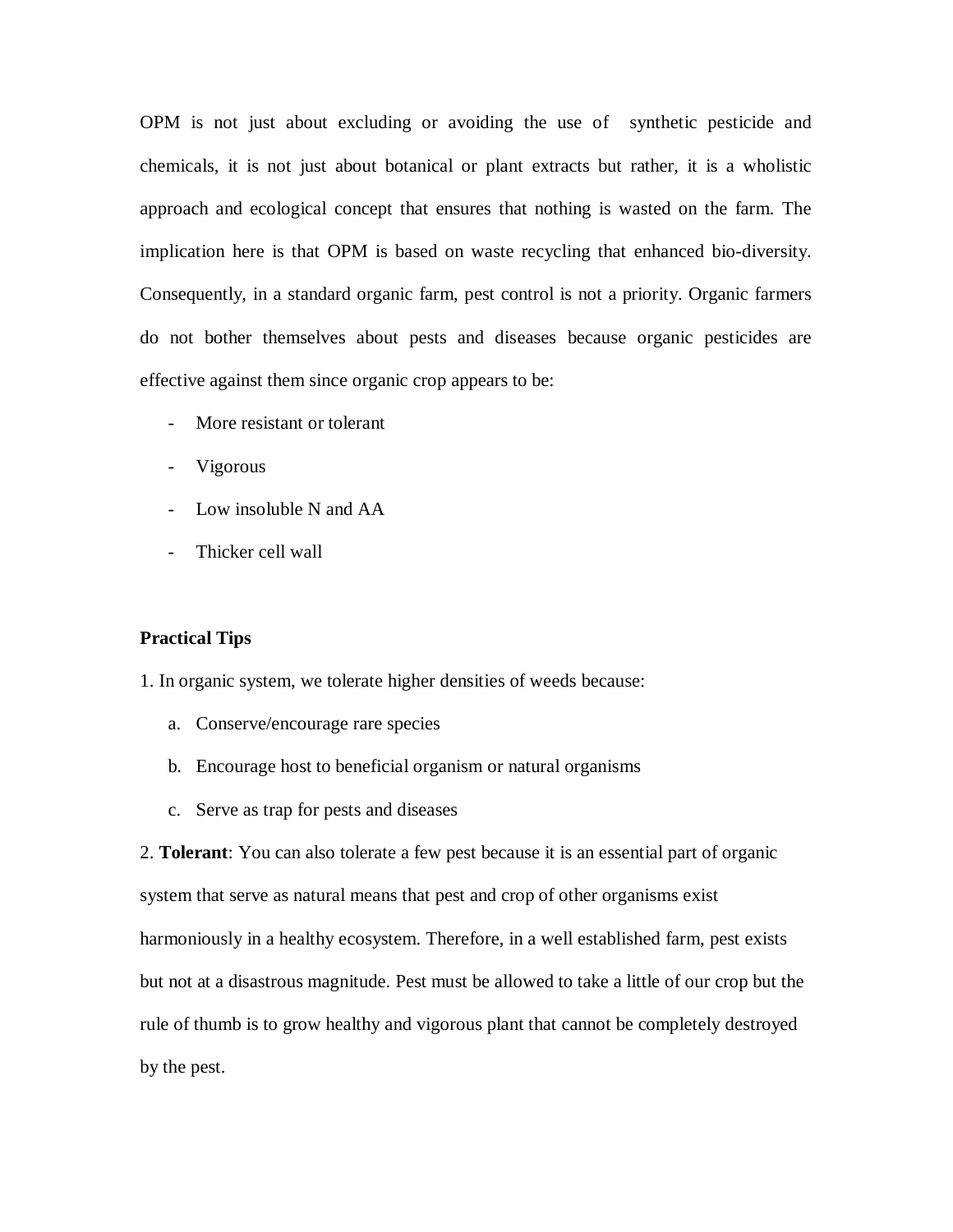OPM is not just about excluding or avoiding the use of synthetic pesticide and chemicals, it is not just about botanical or plant extracts but rather, it is a wholistic approach and ecological concept that ensures that nothing is wasted on the farm. The implication here is that OPM is based on waste recycling that enhanced bio-diversity. Consequently, in a standard organic farm, pest control is not a priority. Organic farmers do not bother themselves about pests and diseases because organic pesticides are effective against them since organic crop appears to be:

- More resistant or tolerant
- Vigorous
- Low insoluble N and AA
- Thicker cell wall

**Practical Tips**

1. In organic system, we tolerate higher densities of weeds because:
    a. Conserve/encourage rare species
    b. Encourage host to beneficial organism or natural organisms
    c. Serve as trap for pests and diseases

2. **Tolerant**: You can also tolerate a few pest because it is an essential part of organic system that serve as natural means that pest and crop of other organisms exist harmoniously in a healthy ecosystem. Therefore, in a well established farm, pest exists but not at a disastrous magnitude. Pest must be allowed to take a little of our crop but the rule of thumb is to grow healthy and vigorous plant that cannot be completely destroyed by the pest.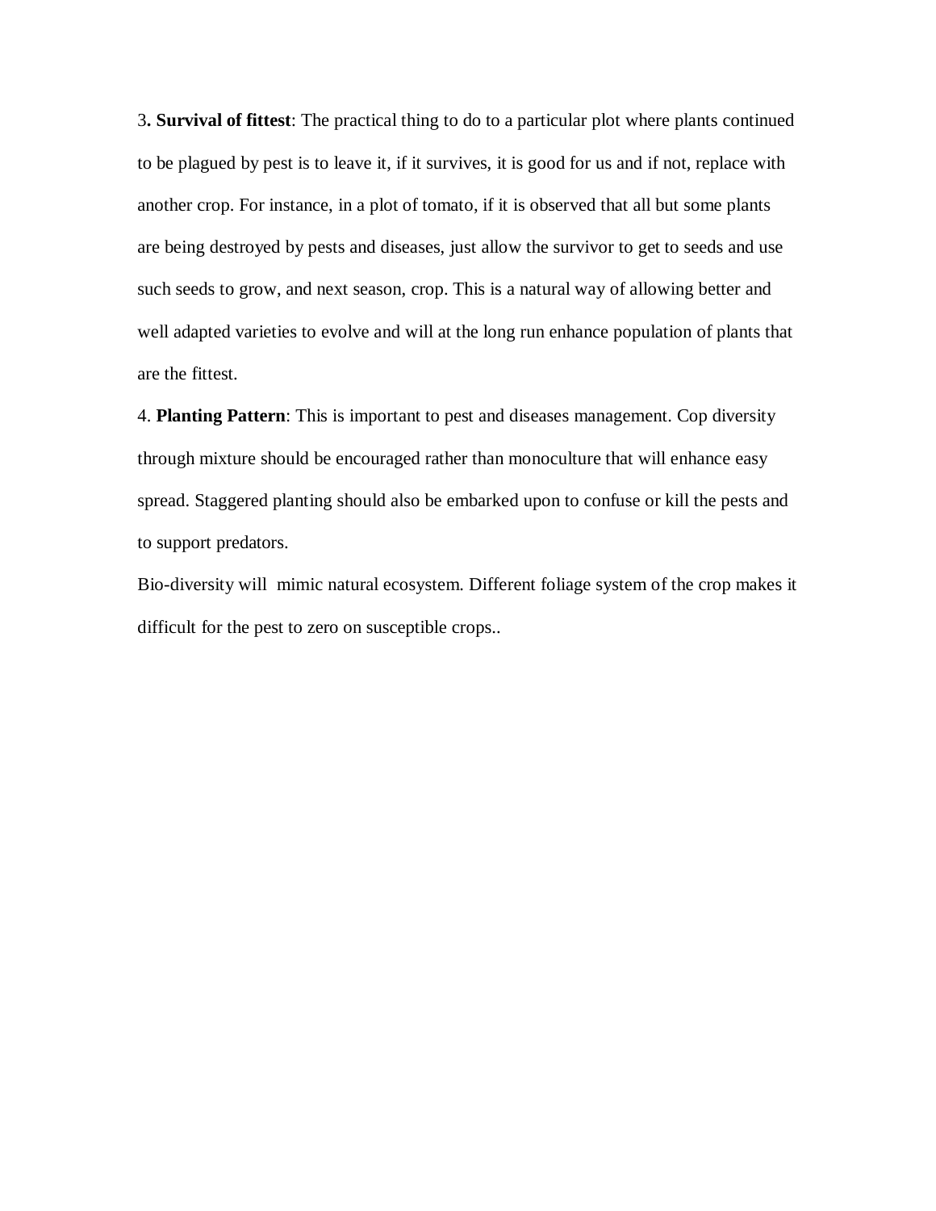3**. Survival of fittest**: The practical thing to do to a particular plot where plants continued to be plagued by pest is to leave it, if it survives, it is good for us and if not, replace with another crop. For instance, in a plot of tomato, if it is observed that all but some plants are being destroyed by pests and diseases, just allow the survivor to get to seeds and use such seeds to grow, and next season, crop. This is a natural way of allowing better and well adapted varieties to evolve and will at the long run enhance population of plants that are the fittest.

4. **Planting Pattern**: This is important to pest and diseases management. Cop diversity through mixture should be encouraged rather than monoculture that will enhance easy spread. Staggered planting should also be embarked upon to confuse or kill the pests and to support predators.

Bio-diversity will mimic natural ecosystem. Different foliage system of the crop makes it difficult for the pest to zero on susceptible crops..